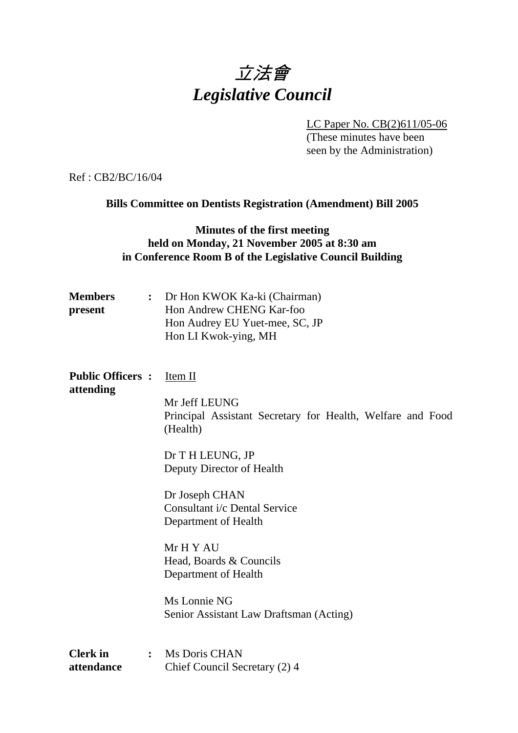# *立法會*
# *Legislative Council*

LC Paper No. CB(2)611/05-06
(These minutes have been seen by the Administration)

Ref : CB2/BC/16/04

**Bills Committee on Dentists Registration (Amendment) Bill 2005**

**Minutes of the first meeting**
**held on Monday, 21 November 2005 at 8:30 am**
**in Conference Room B of the Legislative Council Building**

**Members present** : Dr Hon KWOK Ka-ki (Chairman)
Hon Andrew CHENG Kar-foo
Hon Audrey EU Yuet-mee, SC, JP
Hon LI Kwok-ying, MH

**Public Officers attending** : Item II

Mr Jeff LEUNG
Principal Assistant Secretary for Health, Welfare and Food (Health)

Dr T H LEUNG, JP
Deputy Director of Health

Dr Joseph CHAN
Consultant i/c Dental Service
Department of Health

Mr H Y AU
Head, Boards & Councils
Department of Health

Ms Lonnie NG
Senior Assistant Law Draftsman (Acting)

**Clerk in attendance** : Ms Doris CHAN
Chief Council Secretary (2) 4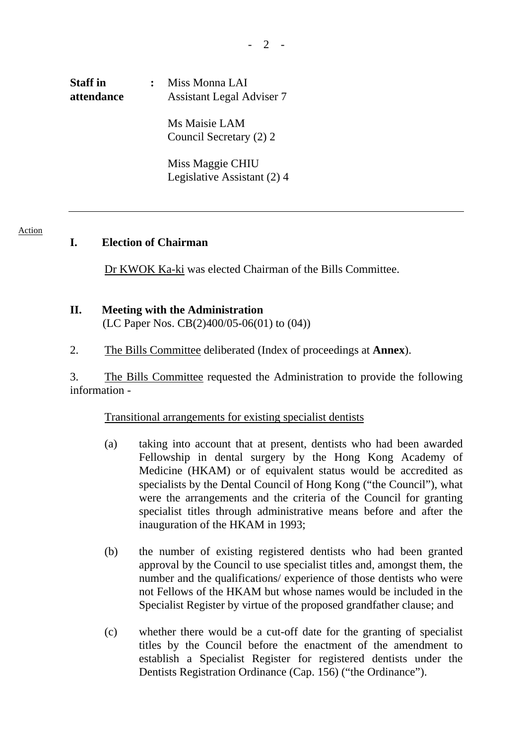**Staff in attendance** : Miss Monna LAI
Assistant Legal Adviser 7

Ms Maisie LAM
Council Secretary (2) 2

Miss Maggie CHIU
Legislative Assistant (2) 4

---

Action

## I. Election of Chairman

Dr KWOK Ka-ki was elected Chairman of the Bills Committee.

## II. Meeting with the Administration

(LC Paper Nos. CB(2)400/05-06(01) to (04))

2. The Bills Committee deliberated (Index of proceedings at **Annex**).

3. The Bills Committee requested the Administration to provide the following information -

Transitional arrangements for existing specialist dentists

(a) taking into account that at present, dentists who had been awarded Fellowship in dental surgery by the Hong Kong Academy of Medicine (HKAM) or of equivalent status would be accredited as specialists by the Dental Council of Hong Kong ("the Council"), what were the arrangements and the criteria of the Council for granting specialist titles through administrative means before and after the inauguration of the HKAM in 1993;

(b) the number of existing registered dentists who had been granted approval by the Council to use specialist titles and, amongst them, the number and the qualifications/ experience of those dentists who were not Fellows of the HKAM but whose names would be included in the Specialist Register by virtue of the proposed grandfather clause; and

(c) whether there would be a cut-off date for the granting of specialist titles by the Council before the enactment of the amendment to establish a Specialist Register for registered dentists under the Dentists Registration Ordinance (Cap. 156) ("the Ordinance").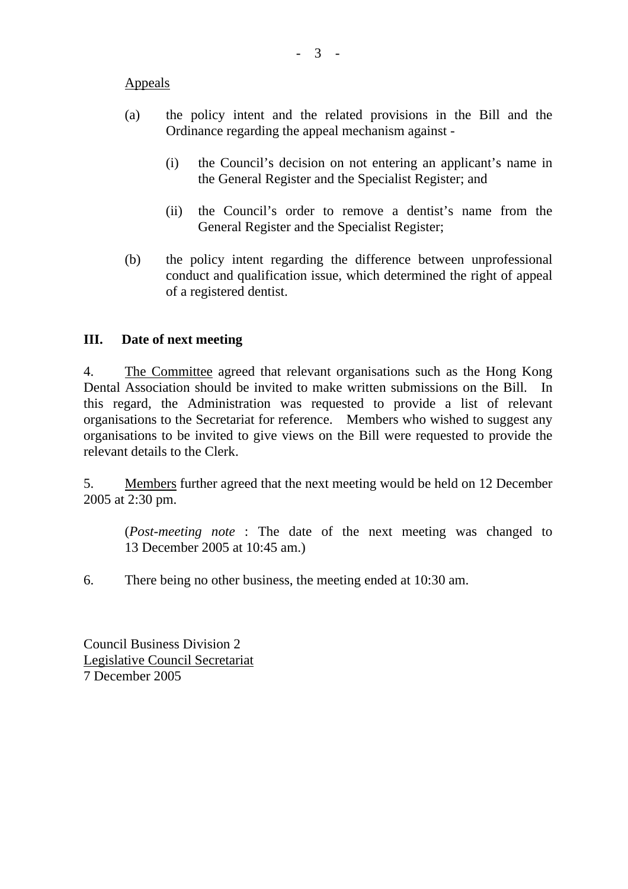Appeals

(a) the policy intent and the related provisions in the Bill and the Ordinance regarding the appeal mechanism against -

   (i) the Council's decision on not entering an applicant's name in the General Register and the Specialist Register; and

   (ii) the Council's order to remove a dentist's name from the General Register and the Specialist Register;

(b) the policy intent regarding the difference between unprofessional conduct and qualification issue, which determined the right of appeal of a registered dentist.

## III. Date of next meeting

4. The Committee agreed that relevant organisations such as the Hong Kong Dental Association should be invited to make written submissions on the Bill. In this regard, the Administration was requested to provide a list of relevant organisations to the Secretariat for reference. Members who wished to suggest any organisations to be invited to give views on the Bill were requested to provide the relevant details to the Clerk.

5. Members further agreed that the next meeting would be held on 12 December 2005 at 2:30 pm.

(*Post-meeting note* : The date of the next meeting was changed to 13 December 2005 at 10:45 am.)

6. There being no other business, the meeting ended at 10:30 am.

Council Business Division 2
Legislative Council Secretariat
7 December 2005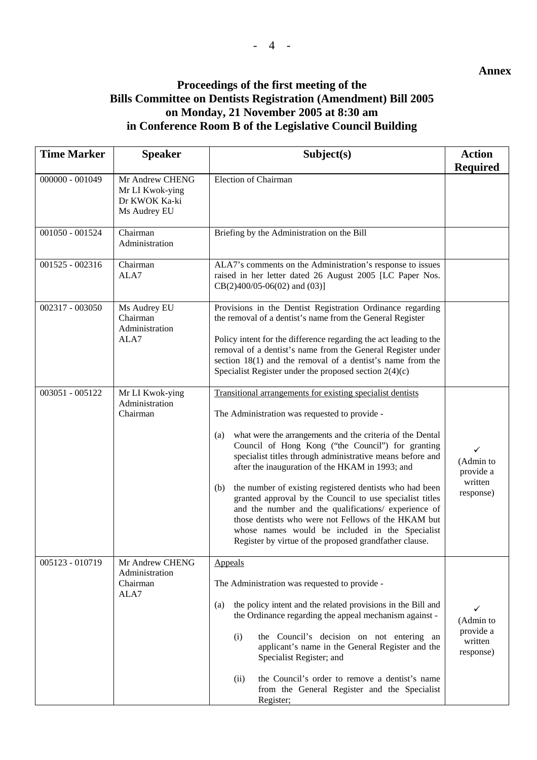**Annex**

# Proceedings of the first meeting of the Bills Committee on Dentists Registration (Amendment) Bill 2005 on Monday, 21 November 2005 at 8:30 am in Conference Room B of the Legislative Council Building

| Time Marker | Speaker | Subject(s) | Action Required |
|---|---|---|---|
| 000000 - 001049 | Mr Andrew CHENG<br>Mr LI Kwok-ying<br>Dr KWOK Ka-ki<br>Ms Audrey EU | Election of Chairman | |
| 001050 - 001524 | Chairman<br>Administration | Briefing by the Administration on the Bill | |
| 001525 - 002316 | Chairman<br>ALA7 | ALA7's comments on the Administration's response to issues raised in her letter dated 26 August 2005 [LC Paper Nos. CB(2)400/05-06(02) and (03)] | |
| 002317 - 003050 | Ms Audrey EU<br>Chairman<br>Administration<br>ALA7 | Provisions in the Dentist Registration Ordinance regarding the removal of a dentist's name from the General Register<br><br>Policy intent for the difference regarding the act leading to the removal of a dentist's name from the General Register under section 18(1) and the removal of a dentist's name from the Specialist Register under the proposed section 2(4)(c) | |
| 003051 - 005122 | Mr LI Kwok-ying<br>Administration<br>Chairman | <u>Transitional arrangements for existing specialist dentists</u><br><br>The Administration was requested to provide -<br><br>(a) what were the arrangements and the criteria of the Dental Council of Hong Kong ("the Council") for granting specialist titles through administrative means before and after the inauguration of the HKAM in 1993; and<br><br>(b) the number of existing registered dentists who had been granted approval by the Council to use specialist titles and the number and the qualifications/ experience of those dentists who were not Fellows of the HKAM but whose names would be included in the Specialist Register by virtue of the proposed grandfather clause. | ✓<br>(Admin to provide a written response) |
| 005123 - 010719 | Mr Andrew CHENG<br>Administration<br>Chairman<br>ALA7 | <u>Appeals</u><br><br>The Administration was requested to provide -<br><br>(a) the policy intent and the related provisions in the Bill and the Ordinance regarding the appeal mechanism against -<br><br>(i) the Council's decision on not entering an applicant's name in the General Register and the Specialist Register; and<br><br>(ii) the Council's order to remove a dentist's name from the General Register and the Specialist Register; | ✓<br>(Admin to provide a written response) |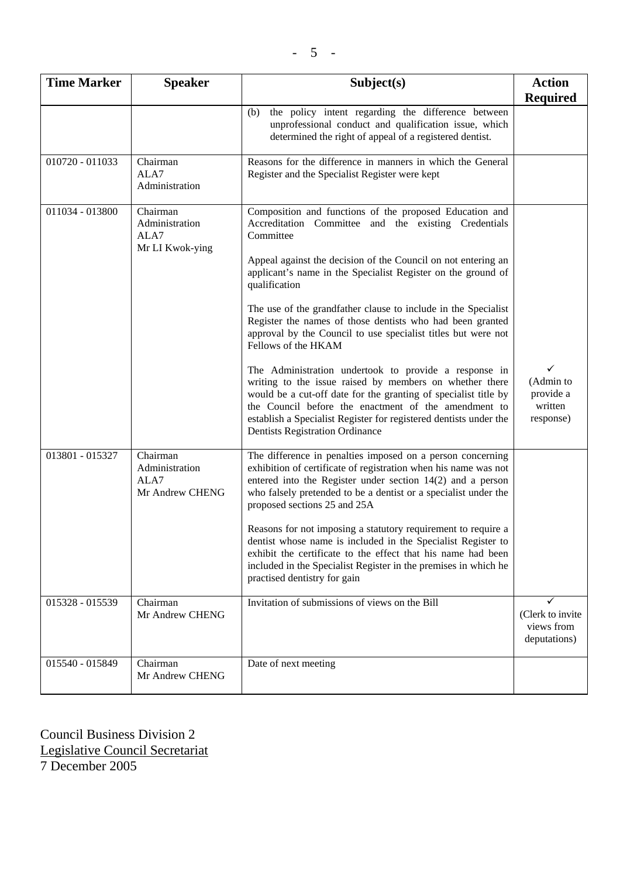| Time Marker | Speaker | Subject(s) | Action Required |
|---|---|---|---|
| | | (b) the policy intent regarding the difference between unprofessional conduct and qualification issue, which determined the right of appeal of a registered dentist. | |
| 010720 - 011033 | Chairman<br>ALA7<br>Administration | Reasons for the difference in manners in which the General Register and the Specialist Register were kept | |
| 011034 - 013800 | Chairman<br>Administration<br>ALA7<br>Mr LI Kwok-ying | Composition and functions of the proposed Education and Accreditation Committee and the existing Credentials Committee<br><br>Appeal against the decision of the Council on not entering an applicant's name in the Specialist Register on the ground of qualification<br><br>The use of the grandfather clause to include in the Specialist Register the names of those dentists who had been granted approval by the Council to use specialist titles but were not Fellows of the HKAM<br><br>The Administration undertook to provide a response in writing to the issue raised by members on whether there would be a cut-off date for the granting of specialist title by the Council before the enactment of the amendment to establish a Specialist Register for registered dentists under the Dentists Registration Ordinance | ✓<br>(Admin to provide a written response) |
| 013801 - 015327 | Chairman<br>Administration<br>ALA7<br>Mr Andrew CHENG | The difference in penalties imposed on a person concerning exhibition of certificate of registration when his name was not entered into the Register under section 14(2) and a person who falsely pretended to be a dentist or a specialist under the proposed sections 25 and 25A<br><br>Reasons for not imposing a statutory requirement to require a dentist whose name is included in the Specialist Register to exhibit the certificate to the effect that his name had been included in the Specialist Register in the premises in which he practised dentistry for gain | |
| 015328 - 015539 | Chairman<br>Mr Andrew CHENG | Invitation of submissions of views on the Bill | ✓<br>(Clerk to invite views from deputations) |
| 015540 - 015849 | Chairman<br>Mr Andrew CHENG | Date of next meeting | |

Council Business Division 2
Legislative Council Secretariat
7 December 2005